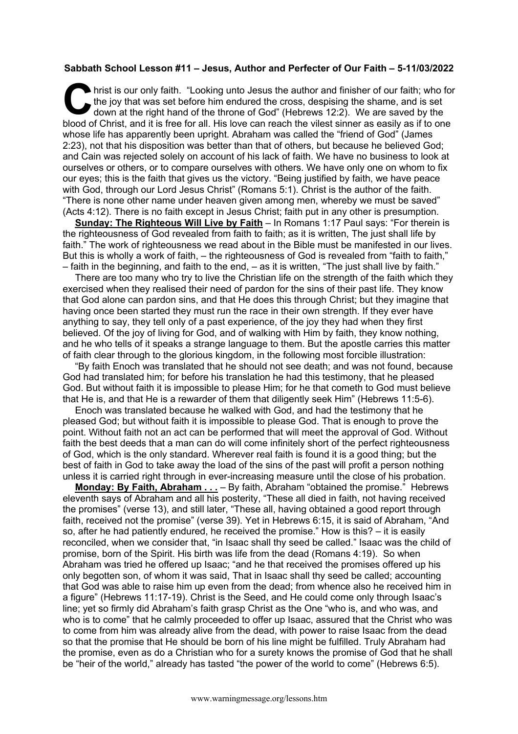**Sabbath School Lesson #11 – Jesus, Author and Perfecter of Our Faith – 5-11/03/2022**

Christ is our only faith. "Looking unto Jesus the author and finisher of our faith; who for the joy that was set before him endured the cross, despising the shame, and is set down at the right hand of the throne of God" (Hebrews 12:2). We are saved by the blood of Christ, and it is free for all. His love can reach the vilest sinner as easily as if to one whose life has apparently been upright. Abraham was called the "friend of God" (James 2:23), not that his disposition was better than that of others, but because he believed God; and Cain was rejected solely on account of his lack of faith. We have no business to look at ourselves or others, or to compare ourselves with others. We have only one on whom to fix our eyes; this is the faith that gives us the victory. "Being justified by faith, we have peace with God, through our Lord Jesus Christ" (Romans 5:1). Christ is the author of the faith. "There is none other name under heaven given among men, whereby we must be saved" (Acts 4:12). There is no faith except in Jesus Christ; faith put in any other is presumption.

**Sunday: The Righteous Will Live by Faith** – In Romans 1:17 Paul says: "For therein is the righteousness of God revealed from faith to faith; as it is written, The just shall life by faith." The work of righteousness we read about in the Bible must be manifested in our lives. But this is wholly a work of faith, – the righteousness of God is revealed from "faith to faith," – faith in the beginning, and faith to the end, – as it is written, "The just shall live by faith."

There are too many who try to live the Christian life on the strength of the faith which they exercised when they realised their need of pardon for the sins of their past life. They know that God alone can pardon sins, and that He does this through Christ; but they imagine that having once been started they must run the race in their own strength. If they ever have anything to say, they tell only of a past experience, of the joy they had when they first believed. Of the joy of living for God, and of walking with Him by faith, they know nothing, and he who tells of it speaks a strange language to them. But the apostle carries this matter of faith clear through to the glorious kingdom, in the following most forcible illustration:

"By faith Enoch was translated that he should not see death; and was not found, because God had translated him; for before his translation he had this testimony, that he pleased God. But without faith it is impossible to please Him; for he that cometh to God must believe that He is, and that He is a rewarder of them that diligently seek Him" (Hebrews 11:5-6).

Enoch was translated because he walked with God, and had the testimony that he pleased God; but without faith it is impossible to please God. That is enough to prove the point. Without faith not an act can be performed that will meet the approval of God. Without faith the best deeds that a man can do will come infinitely short of the perfect righteousness of God, which is the only standard. Wherever real faith is found it is a good thing; but the best of faith in God to take away the load of the sins of the past will profit a person nothing unless it is carried right through in ever-increasing measure until the close of his probation.

**Monday: By Faith, Abraham . . .** – By faith, Abraham "obtained the promise." Hebrews eleventh says of Abraham and all his posterity, "These all died in faith, not having received the promises" (verse 13), and still later, "These all, having obtained a good report through faith, received not the promise" (verse 39). Yet in Hebrews 6:15, it is said of Abraham, "And so, after he had patiently endured, he received the promise." How is this? – it is easily reconciled, when we consider that, "in Isaac shall thy seed be called." Isaac was the child of promise, born of the Spirit. His birth was life from the dead (Romans 4:19). So when Abraham was tried he offered up Isaac; "and he that received the promises offered up his only begotten son, of whom it was said, That in Isaac shall thy seed be called; accounting that God was able to raise him up even from the dead; from whence also he received him in a figure" (Hebrews 11:17-19). Christ is the Seed, and He could come only through Isaac's line; yet so firmly did Abraham's faith grasp Christ as the One "who is, and who was, and who is to come" that he calmly proceeded to offer up Isaac, assured that the Christ who was to come from him was already alive from the dead, with power to raise Isaac from the dead so that the promise that He should be born of his line might be fulfilled. Truly Abraham had the promise, even as do a Christian who for a surety knows the promise of God that he shall be "heir of the world," already has tasted "the power of the world to come" (Hebrews 6:5).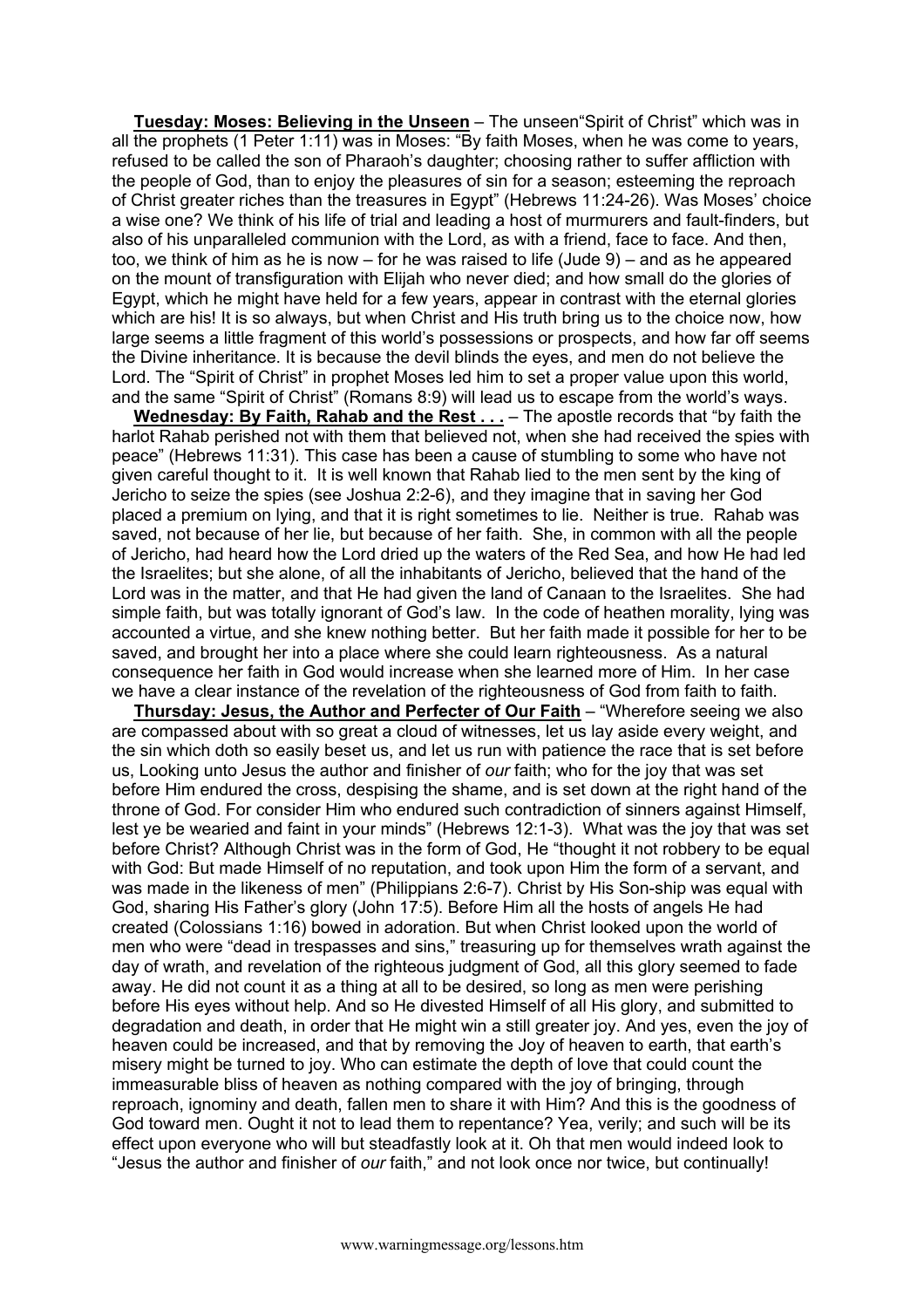**Tuesday: Moses: Believing in the Unseen** – The unseen"Spirit of Christ" which was in all the prophets (1 Peter 1:11) was in Moses: "By faith Moses, when he was come to years, refused to be called the son of Pharaoh's daughter; choosing rather to suffer affliction with the people of God, than to enjoy the pleasures of sin for a season; esteeming the reproach of Christ greater riches than the treasures in Egypt" (Hebrews 11:24-26). Was Moses' choice a wise one? We think of his life of trial and leading a host of murmurers and fault-finders, but also of his unparalleled communion with the Lord, as with a friend, face to face. And then, too, we think of him as he is now – for he was raised to life (Jude 9) – and as he appeared on the mount of transfiguration with Elijah who never died; and how small do the glories of Egypt, which he might have held for a few years, appear in contrast with the eternal glories which are his! It is so always, but when Christ and His truth bring us to the choice now, how large seems a little fragment of this world's possessions or prospects, and how far off seems the Divine inheritance. It is because the devil blinds the eyes, and men do not believe the Lord. The "Spirit of Christ" in prophet Moses led him to set a proper value upon this world, and the same "Spirit of Christ" (Romans 8:9) will lead us to escape from the world's ways.

**Wednesday: By Faith, Rahab and the Rest . . .** – The apostle records that "by faith the harlot Rahab perished not with them that believed not, when she had received the spies with peace" (Hebrews 11:31). This case has been a cause of stumbling to some who have not given careful thought to it. It is well known that Rahab lied to the men sent by the king of Jericho to seize the spies (see Joshua 2:2-6), and they imagine that in saving her God placed a premium on lying, and that it is right sometimes to lie. Neither is true. Rahab was saved, not because of her lie, but because of her faith. She, in common with all the people of Jericho, had heard how the Lord dried up the waters of the Red Sea, and how He had led the Israelites; but she alone, of all the inhabitants of Jericho, believed that the hand of the Lord was in the matter, and that He had given the land of Canaan to the Israelites. She had simple faith, but was totally ignorant of God's law. In the code of heathen morality, lying was accounted a virtue, and she knew nothing better. But her faith made it possible for her to be saved, and brought her into a place where she could learn righteousness. As a natural consequence her faith in God would increase when she learned more of Him. In her case we have a clear instance of the revelation of the righteousness of God from faith to faith.

**Thursday: Jesus, the Author and Perfecter of Our Faith** – "Wherefore seeing we also are compassed about with so great a cloud of witnesses, let us lay aside every weight, and the sin which doth so easily beset us, and let us run with patience the race that is set before us, Looking unto Jesus the author and finisher of *our* faith; who for the joy that was set before Him endured the cross, despising the shame, and is set down at the right hand of the throne of God. For consider Him who endured such contradiction of sinners against Himself, lest ye be wearied and faint in your minds" (Hebrews 12:1-3). What was the joy that was set before Christ? Although Christ was in the form of God, He "thought it not robbery to be equal with God: But made Himself of no reputation, and took upon Him the form of a servant, and was made in the likeness of men" (Philippians 2:6-7). Christ by His Son-ship was equal with God, sharing His Father's glory (John 17:5). Before Him all the hosts of angels He had created (Colossians 1:16) bowed in adoration. But when Christ looked upon the world of men who were "dead in trespasses and sins," treasuring up for themselves wrath against the day of wrath, and revelation of the righteous judgment of God, all this glory seemed to fade away. He did not count it as a thing at all to be desired, so long as men were perishing before His eyes without help. And so He divested Himself of all His glory, and submitted to degradation and death, in order that He might win a still greater joy. And yes, even the joy of heaven could be increased, and that by removing the Joy of heaven to earth, that earth's misery might be turned to joy. Who can estimate the depth of love that could count the immeasurable bliss of heaven as nothing compared with the joy of bringing, through reproach, ignominy and death, fallen men to share it with Him? And this is the goodness of God toward men. Ought it not to lead them to repentance? Yea, verily; and such will be its effect upon everyone who will but steadfastly look at it. Oh that men would indeed look to "Jesus the author and finisher of *our* faith," and not look once nor twice, but continually!